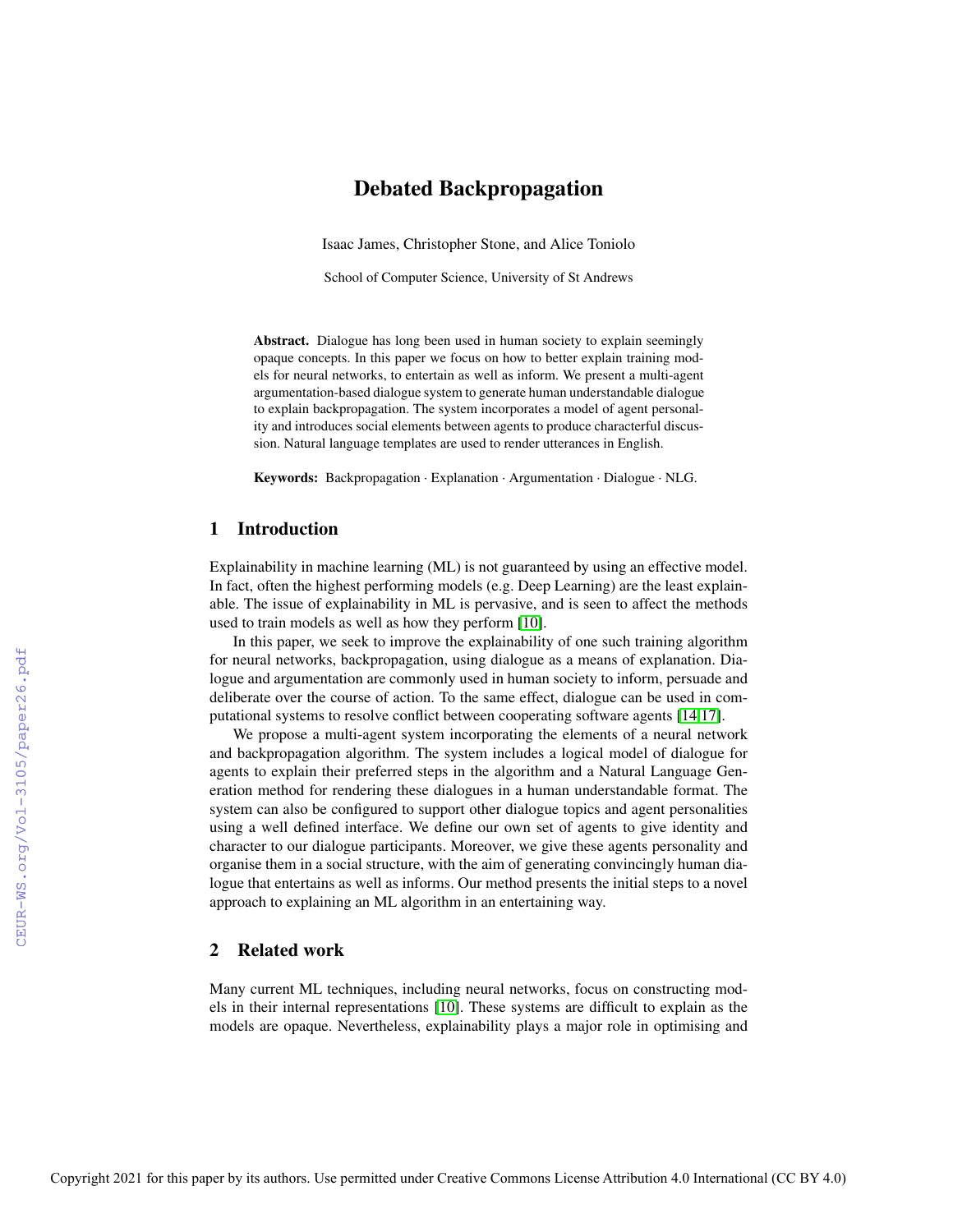# Debated Backpropagation

Isaac James, Christopher Stone, and Alice Toniolo

School of Computer Science, University of St Andrews

**Abstract.** Dialogue has long been used in human society to explain seemingly opaque concepts. In this paper we focus on how to better explain training models for neural networks, to entertain as well as inform. We present a multi-agent argumentation-based dialogue system to generate human understandable dialogue to explain backpropagation. The system incorporates a model of agent personality and introduces social elements between agents to produce characterful discussion. Natural language templates are used to render utterances in English.

**Keywords:** Backpropagation · Explanation · Argumentation · Dialogue · NLG.

## 1 Introduction

Explainability in machine learning (ML) is not guaranteed by using an effective model. In fact, often the highest performing models (e.g. Deep Learning) are the least explainable. The issue of explainability in ML is pervasive, and is seen to affect the methods used to train models as well as how they perform [10].

In this paper, we seek to improve the explainability of one such training algorithm for neural networks, backpropagation, using dialogue as a means of explanation. Dialogue and argumentation are commonly used in human society to inform, persuade and deliberate over the course of action. To the same effect, dialogue can be used in computational systems to resolve conflict between cooperating software agents [14,17].

We propose a multi-agent system incorporating the elements of a neural network and backpropagation algorithm. The system includes a logical model of dialogue for agents to explain their preferred steps in the algorithm and a Natural Language Generation method for rendering these dialogues in a human understandable format. The system can also be configured to support other dialogue topics and agent personalities using a well defined interface. We define our own set of agents to give identity and character to our dialogue participants. Moreover, we give these agents personality and organise them in a social structure, with the aim of generating convincingly human dialogue that entertains as well as informs. Our method presents the initial steps to a novel approach to explaining an ML algorithm in an entertaining way.

## 2 Related work

Many current ML techniques, including neural networks, focus on constructing models in their internal representations [10]. These systems are difficult to explain as the models are opaque. Nevertheless, explainability plays a major role in optimising and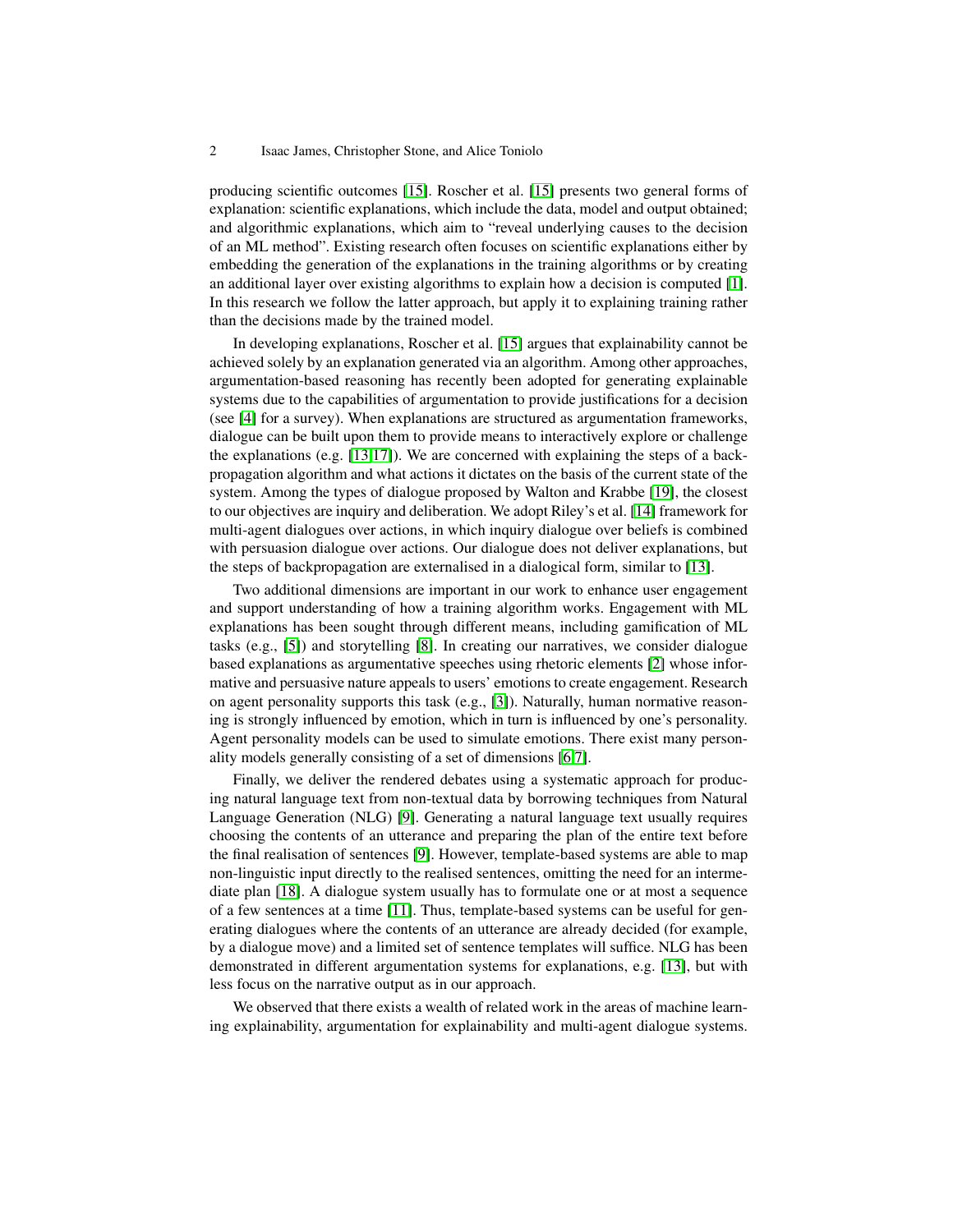producing scientific outcomes [15]. Roscher et al. [15] presents two general forms of explanation: scientific explanations, which include the data, model and output obtained; and algorithmic explanations, which aim to "reveal underlying causes to the decision of an ML method". Existing research often focuses on scientific explanations either by embedding the generation of the explanations in the training algorithms or by creating an additional layer over existing algorithms to explain how a decision is computed [1]. In this research we follow the latter approach, but apply it to explaining training rather than the decisions made by the trained model.

In developing explanations, Roscher et al. [15] argues that explainability cannot be achieved solely by an explanation generated via an algorithm. Among other approaches, argumentation-based reasoning has recently been adopted for generating explainable systems due to the capabilities of argumentation to provide justifications for a decision (see [4] for a survey). When explanations are structured as argumentation frameworks, dialogue can be built upon them to provide means to interactively explore or challenge the explanations (e.g. [13,17]). We are concerned with explaining the steps of a back-propagation algorithm and what actions it dictates on the basis of the current state of the system. Among the types of dialogue proposed by Walton and Krabbe [19], the closest to our objectives are inquiry and deliberation. We adopt Riley's et al. [14] framework for multi-agent dialogues over actions, in which inquiry dialogue over beliefs is combined with persuasion dialogue over actions. Our dialogue does not deliver explanations, but the steps of backpropagation are externalised in a dialogical form, similar to [13].

Two additional dimensions are important in our work to enhance user engagement and support understanding of how a training algorithm works. Engagement with ML explanations has been sought through different means, including gamification of ML tasks (e.g., [5]) and storytelling [8]. In creating our narratives, we consider dialogue based explanations as argumentative speeches using rhetoric elements [2] whose informative and persuasive nature appeals to users' emotions to create engagement. Research on agent personality supports this task (e.g., [3]). Naturally, human normative reasoning is strongly influenced by emotion, which in turn is influenced by one's personality. Agent personality models can be used to simulate emotions. There exist many personality models generally consisting of a set of dimensions [6,7].

Finally, we deliver the rendered debates using a systematic approach for producing natural language text from non-textual data by borrowing techniques from Natural Language Generation (NLG) [9]. Generating a natural language text usually requires choosing the contents of an utterance and preparing the plan of the entire text before the final realisation of sentences [9]. However, template-based systems are able to map non-linguistic input directly to the realised sentences, omitting the need for an intermediate plan [18]. A dialogue system usually has to formulate one or at most a sequence of a few sentences at a time [11]. Thus, template-based systems can be useful for generating dialogues where the contents of an utterance are already decided (for example, by a dialogue move) and a limited set of sentence templates will suffice. NLG has been demonstrated in different argumentation systems for explanations, e.g. [13], but with less focus on the narrative output as in our approach.

We observed that there exists a wealth of related work in the areas of machine learning explainability, argumentation for explainability and multi-agent dialogue systems.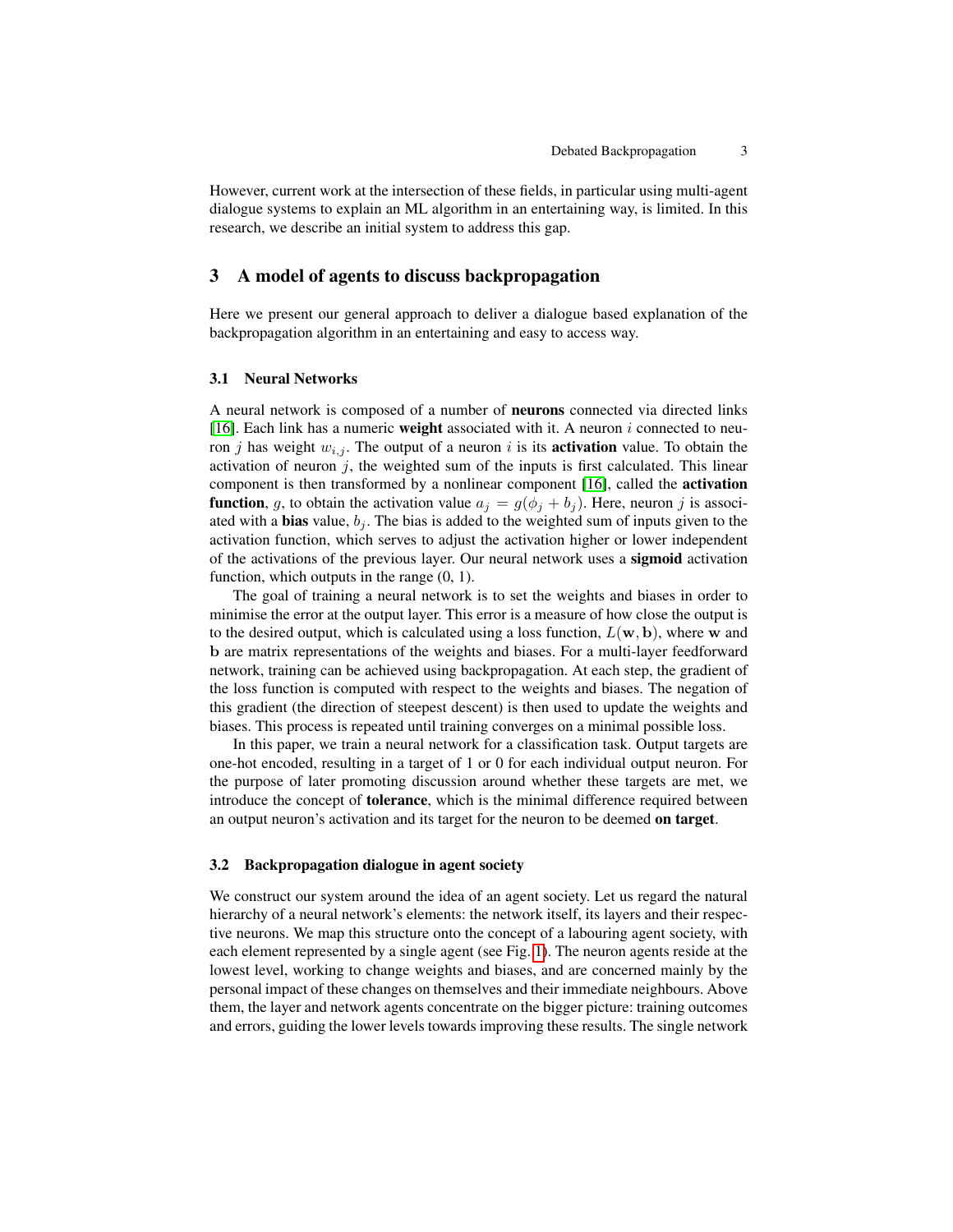However, current work at the intersection of these fields, in particular using multi-agent dialogue systems to explain an ML algorithm in an entertaining way, is limited. In this research, we describe an initial system to address this gap.

## 3 A model of agents to discuss backpropagation

Here we present our general approach to deliver a dialogue based explanation of the backpropagation algorithm in an entertaining and easy to access way.

### 3.1 Neural Networks

A neural network is composed of a number of **neurons** connected via directed links [16]. Each link has a numeric **weight** associated with it. A neuron $i$ connected to neuron $j$ has weight $w_{i,j}$. The output of a neuron $i$ is its **activation** value. To obtain the activation of neuron $j$, the weighted sum of the inputs is first calculated. This linear component is then transformed by a nonlinear component [16], called the **activation function**, $g$, to obtain the activation value $a_j = g(\phi_j + b_j)$. Here, neuron $j$ is associated with a **bias** value, $b_j$. The bias is added to the weighted sum of inputs given to the activation function, which serves to adjust the activation higher or lower independent of the activations of the previous layer. Our neural network uses a **sigmoid** activation function, which outputs in the range (0, 1).

The goal of training a neural network is to set the weights and biases in order to minimise the error at the output layer. This error is a measure of how close the output is to the desired output, which is calculated using a loss function, $L(\mathbf{w}, \mathbf{b})$, where $\mathbf{w}$ and $\mathbf{b}$ are matrix representations of the weights and biases. For a multi-layer feedforward network, training can be achieved using backpropagation. At each step, the gradient of the loss function is computed with respect to the weights and biases. The negation of this gradient (the direction of steepest descent) is then used to update the weights and biases. This process is repeated until training converges on a minimal possible loss.

In this paper, we train a neural network for a classification task. Output targets are one-hot encoded, resulting in a target of 1 or 0 for each individual output neuron. For the purpose of later promoting discussion around whether these targets are met, we introduce the concept of **tolerance**, which is the minimal difference required between an output neuron's activation and its target for the neuron to be deemed **on target**.

### 3.2 Backpropagation dialogue in agent society

We construct our system around the idea of an agent society. Let us regard the natural hierarchy of a neural network's elements: the network itself, its layers and their respective neurons. We map this structure onto the concept of a labouring agent society, with each element represented by a single agent (see Fig. 1). The neuron agents reside at the lowest level, working to change weights and biases, and are concerned mainly by the personal impact of these changes on themselves and their immediate neighbours. Above them, the layer and network agents concentrate on the bigger picture: training outcomes and errors, guiding the lower levels towards improving these results. The single network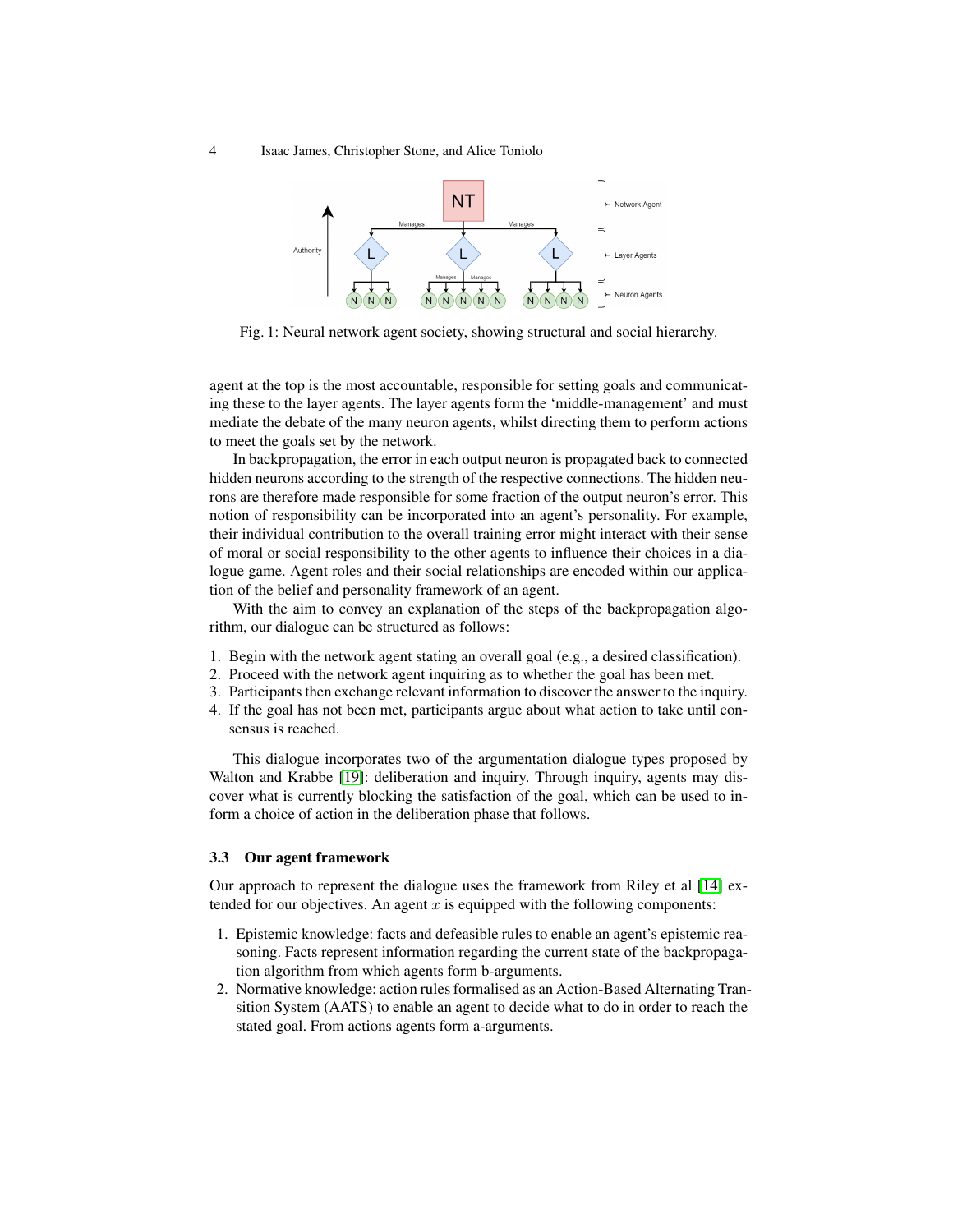Fig. 1: Neural network agent society, showing structural and social hierarchy.

agent at the top is the most accountable, responsible for setting goals and communicating these to the layer agents. The layer agents form the 'middle-management' and must mediate the debate of the many neuron agents, whilst directing them to perform actions to meet the goals set by the network.

In backpropagation, the error in each output neuron is propagated back to connected hidden neurons according to the strength of the respective connections. The hidden neurons are therefore made responsible for some fraction of the output neuron's error. This notion of responsibility can be incorporated into an agent's personality. For example, their individual contribution to the overall training error might interact with their sense of moral or social responsibility to the other agents to influence their choices in a dialogue game. Agent roles and their social relationships are encoded within our application of the belief and personality framework of an agent.

With the aim to convey an explanation of the steps of the backpropagation algorithm, our dialogue can be structured as follows:

1. Begin with the network agent stating an overall goal (e.g., a desired classification).
2. Proceed with the network agent inquiring as to whether the goal has been met.
3. Participants then exchange relevant information to discover the answer to the inquiry.
4. If the goal has not been met, participants argue about what action to take until consensus is reached.

This dialogue incorporates two of the argumentation dialogue types proposed by Walton and Krabbe [19]: deliberation and inquiry. Through inquiry, agents may discover what is currently blocking the satisfaction of the goal, which can be used to inform a choice of action in the deliberation phase that follows.

### 3.3 Our agent framework

Our approach to represent the dialogue uses the framework from Riley et al [14] extended for our objectives. An agent $x$ is equipped with the following components:

1. Epistemic knowledge: facts and defeasible rules to enable an agent's epistemic reasoning. Facts represent information regarding the current state of the backpropagation algorithm from which agents form b-arguments.
2. Normative knowledge: action rules formalised as an Action-Based Alternating Transition System (AATS) to enable an agent to decide what to do in order to reach the stated goal. From actions agents form a-arguments.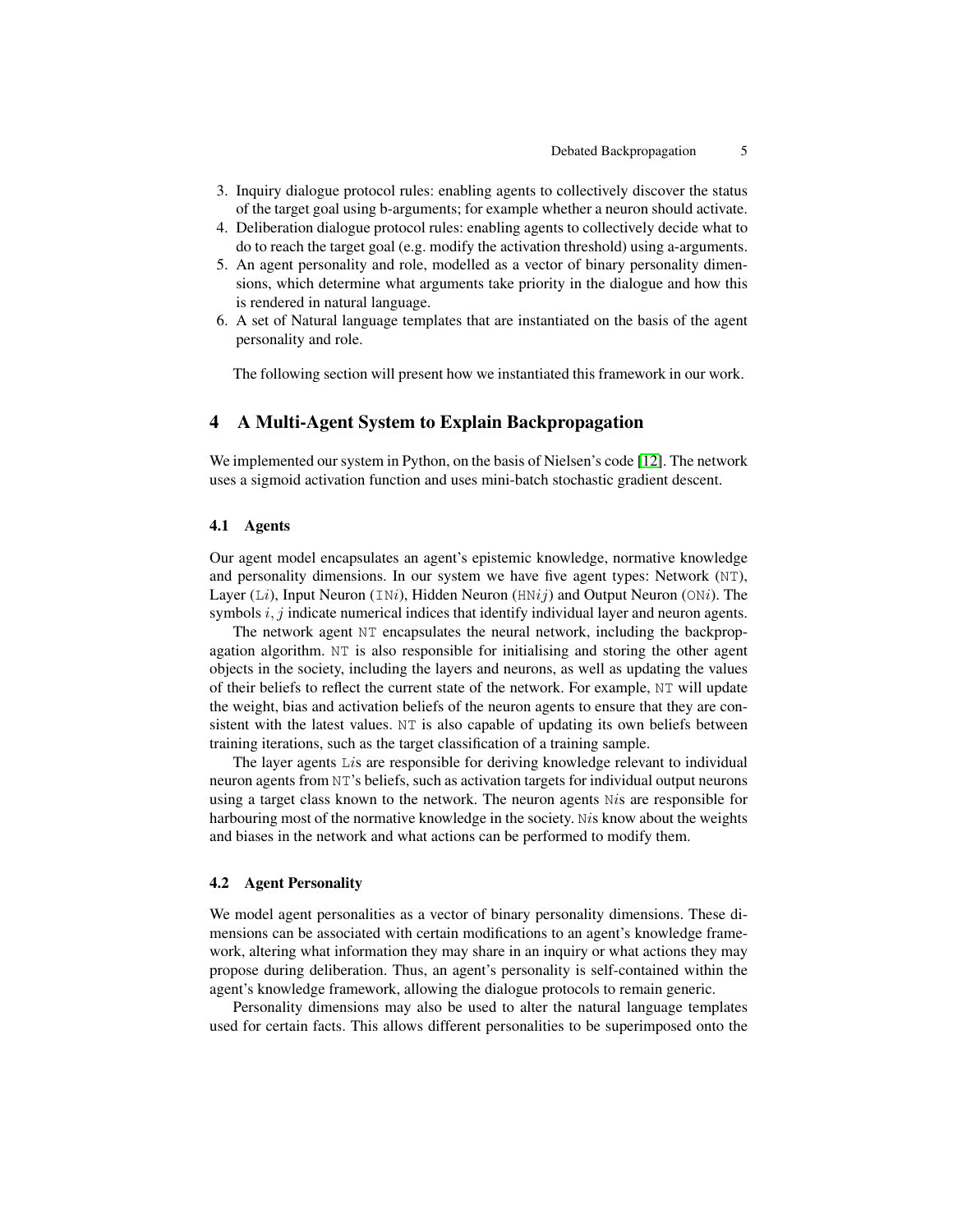3. Inquiry dialogue protocol rules: enabling agents to collectively discover the status of the target goal using b-arguments; for example whether a neuron should activate.
4. Deliberation dialogue protocol rules: enabling agents to collectively decide what to do to reach the target goal (e.g. modify the activation threshold) using a-arguments.
5. An agent personality and role, modelled as a vector of binary personality dimensions, which determine what arguments take priority in the dialogue and how this is rendered in natural language.
6. A set of Natural language templates that are instantiated on the basis of the agent personality and role.

The following section will present how we instantiated this framework in our work.

## 4 A Multi-Agent System to Explain Backpropagation

We implemented our system in Python, on the basis of Nielsen's code [12]. The network uses a sigmoid activation function and uses mini-batch stochastic gradient descent.

### 4.1 Agents

Our agent model encapsulates an agent's epistemic knowledge, normative knowledge and personality dimensions. In our system we have five agent types: Network (NT), Layer (L$i$), Input Neuron (IN$i$), Hidden Neuron (HN$ij$) and Output Neuron (ON$i$). The symbols $i, j$ indicate numerical indices that identify individual layer and neuron agents.

The network agent NT encapsulates the neural network, including the backpropagation algorithm. NT is also responsible for initialising and storing the other agent objects in the society, including the layers and neurons, as well as updating the values of their beliefs to reflect the current state of the network. For example, NT will update the weight, bias and activation beliefs of the neuron agents to ensure that they are consistent with the latest values. NT is also capable of updating its own beliefs between training iterations, such as the target classification of a training sample.

The layer agents L$i$s are responsible for deriving knowledge relevant to individual neuron agents from NT's beliefs, such as activation targets for individual output neurons using a target class known to the network. The neuron agents N$i$s are responsible for harbouring most of the normative knowledge in the society. N$i$s know about the weights and biases in the network and what actions can be performed to modify them.

### 4.2 Agent Personality

We model agent personalities as a vector of binary personality dimensions. These dimensions can be associated with certain modifications to an agent's knowledge framework, altering what information they may share in an inquiry or what actions they may propose during deliberation. Thus, an agent's personality is self-contained within the agent's knowledge framework, allowing the dialogue protocols to remain generic.

Personality dimensions may also be used to alter the natural language templates used for certain facts. This allows different personalities to be superimposed onto the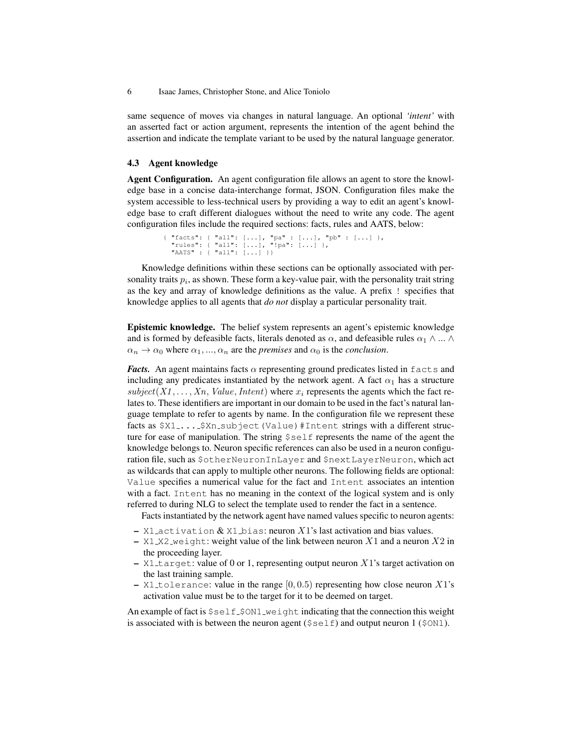same sequence of moves via changes in natural language. An optional *'intent'* with an asserted fact or action argument, represents the intention of the agent behind the assertion and indicate the template variant to be used by the natural language generator.

### 4.3 Agent knowledge

**Agent Configuration.** An agent configuration file allows an agent to store the knowledge base in a concise data-interchange format, JSON. Configuration files make the system accessible to less-technical users by providing a way to edit an agent's knowledge base to craft different dialogues without the need to write any code. The agent configuration files include the required sections: facts, rules and AATS, below:

```
{ "facts": { "all": [...], "pa" : [...], "pb" : [...] },
  "rules": { "all": [...], "!pa": [...] },
  "AATS" : { "all": [...] }}
```

Knowledge definitions within these sections can be optionally associated with personality traits $p_i$, as shown. These form a key-value pair, with the personality trait string as the key and array of knowledge definitions as the value. A prefix `!` specifies that knowledge applies to all agents that *do not* display a particular personality trait.

**Epistemic knowledge.** The belief system represents an agent's epistemic knowledge and is formed by defeasible facts, literals denoted as $\alpha$, and defeasible rules $\alpha_1 \wedge ... \wedge \alpha_n \rightarrow \alpha_0$ where $\alpha_1, ..., \alpha_n$ are the *premises* and $\alpha_0$ is the *conclusion*.

***Facts.*** An agent maintains facts $\alpha$ representing ground predicates listed in `facts` and including any predicates instantiated by the network agent. A fact $\alpha_1$ has a structure $subject(X1, \ldots, Xn, Value, Intent)$ where $x_i$ represents the agents which the fact relates to. These identifiers are important in our domain to be used in the fact's natural language template to refer to agents by name. In the configuration file we represent these facts as `$X1_..._$Xn_subject(Value)#Intent` strings with a different structure for ease of manipulation. The string `$self` represents the name of the agent the knowledge belongs to. Neuron specific references can also be used in a neuron configuration file, such as `$otherNeuronInLayer` and `$nextLayerNeuron`, which act as wildcards that can apply to multiple other neurons. The following fields are optional: `Value` specifies a numerical value for the fact and `Intent` associates an intention with a fact. `Intent` has no meaning in the context of the logical system and is only referred to during NLG to select the template used to render the fact in a sentence.

Facts instantiated by the network agent have named values specific to neuron agents:

- `X1_activation` & `X1_bias`: neuron $X1$'s last activation and bias values.
- `X1_X2_weight`: weight value of the link between neuron $X1$ and a neuron $X2$ in the proceeding layer.
- `X1_target`: value of 0 or 1, representing output neuron $X1$'s target activation on the last training sample.
- `X1_tolerance`: value in the range $[0, 0.5)$ representing how close neuron $X1$'s activation value must be to the target for it to be deemed on target.

An example of fact is `$self_$ON1_weight` indicating that the connection this weight is associated with is between the neuron agent (`$self`) and output neuron 1 (`$ON1`).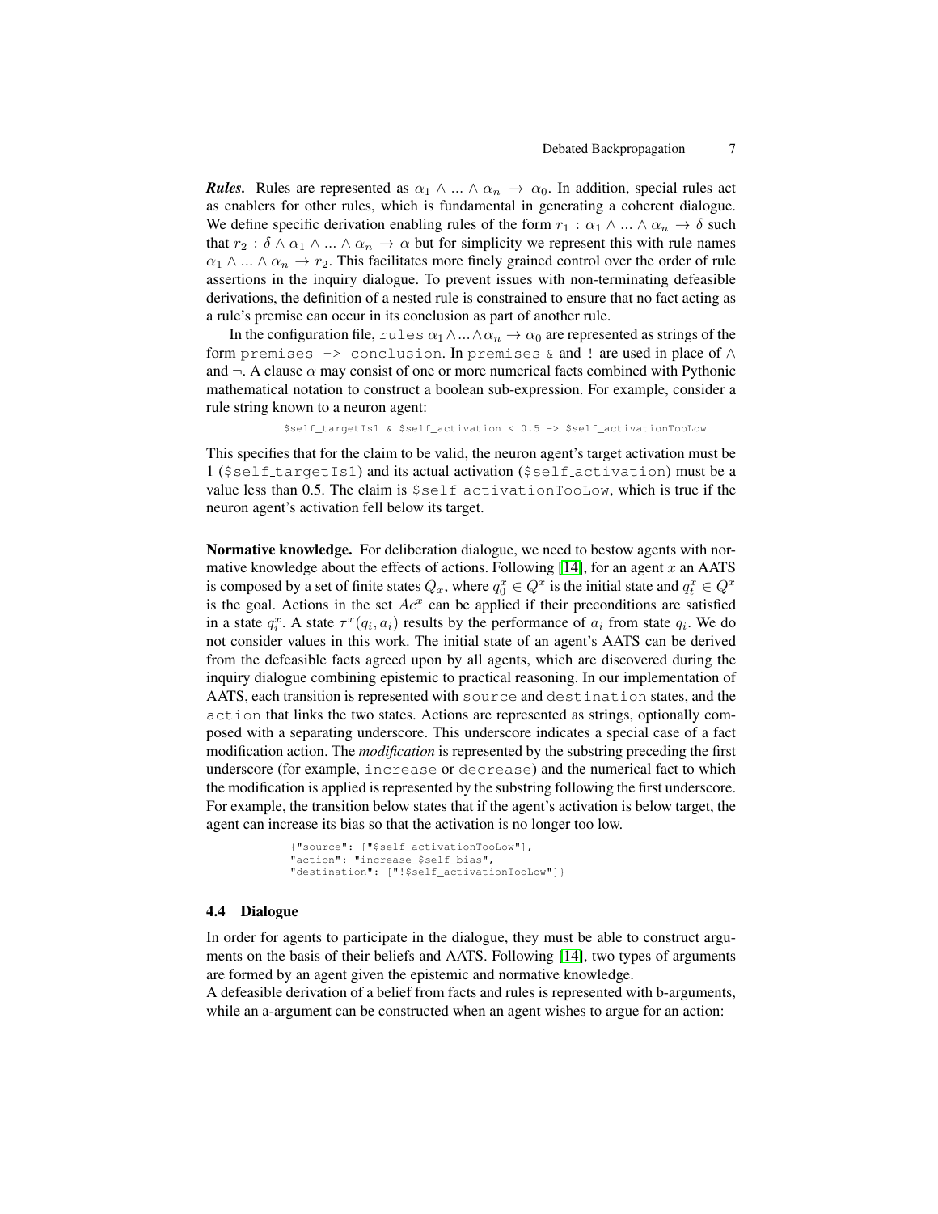***Rules.*** Rules are represented as $\alpha_1 \wedge ... \wedge \alpha_n \rightarrow \alpha_0$. In addition, special rules act as enablers for other rules, which is fundamental in generating a coherent dialogue. We define specific derivation enabling rules of the form $r_1 : \alpha_1 \wedge ... \wedge \alpha_n \rightarrow \delta$ such that $r_2 : \delta \wedge \alpha_1 \wedge ... \wedge \alpha_n \rightarrow \alpha$ but for simplicity we represent this with rule names $\alpha_1 \wedge ... \wedge \alpha_n \rightarrow r_2$. This facilitates more finely grained control over the order of rule assertions in the inquiry dialogue. To prevent issues with non-terminating defeasible derivations, the definition of a nested rule is constrained to ensure that no fact acting as a rule's premise can occur in its conclusion as part of another rule.

In the configuration file, `rules` $\alpha_1 \wedge ... \wedge \alpha_n \rightarrow \alpha_0$ are represented as strings of the form `premises -> conclusion`. In `premises` `&` and `!` are used in place of $\wedge$ and $\neg$. A clause $\alpha$ may consist of one or more numerical facts combined with Pythonic mathematical notation to construct a boolean sub-expression. For example, consider a rule string known to a neuron agent:

```
$self_targetIs1 & $self_activation < 0.5 -> $self_activationTooLow
```

This specifies that for the claim to be valid, the neuron agent's target activation must be 1 (`$self_targetIs1`) and its actual activation (`$self_activation`) must be a value less than 0.5. The claim is `$self_activationTooLow`, which is true if the neuron agent's activation fell below its target.

**Normative knowledge.** For deliberation dialogue, we need to bestow agents with normative knowledge about the effects of actions. Following [14], for an agent $x$ an AATS is composed by a set of finite states $Q_x$, where $q_0^x \in Q^x$ is the initial state and $q_t^x \in Q^x$ is the goal. Actions in the set $Ac^x$ can be applied if their preconditions are satisfied in a state $q_i^x$. A state $\tau^x(q_i, a_i)$ results by the performance of $a_i$ from state $q_i$. We do not consider values in this work. The initial state of an agent's AATS can be derived from the defeasible facts agreed upon by all agents, which are discovered during the inquiry dialogue combining epistemic to practical reasoning. In our implementation of AATS, each transition is represented with `source` and `destination` states, and the `action` that links the two states. Actions are represented as strings, optionally composed with a separating underscore. This underscore indicates a special case of a fact modification action. The *modification* is represented by the substring preceding the first underscore (for example, `increase` or `decrease`) and the numerical fact to which the modification is applied is represented by the substring following the first underscore. For example, the transition below states that if the agent's activation is below target, the agent can increase its bias so that the activation is no longer too low.

```
{"source": ["$self_activationTooLow"],
"action": "increase_$self_bias",
"destination": ["!$self_activationTooLow"]}
```

### 4.4 Dialogue

In order for agents to participate in the dialogue, they must be able to construct arguments on the basis of their beliefs and AATS. Following [14], two types of arguments are formed by an agent given the epistemic and normative knowledge.
A defeasible derivation of a belief from facts and rules is represented with b-arguments, while an a-argument can be constructed when an agent wishes to argue for an action: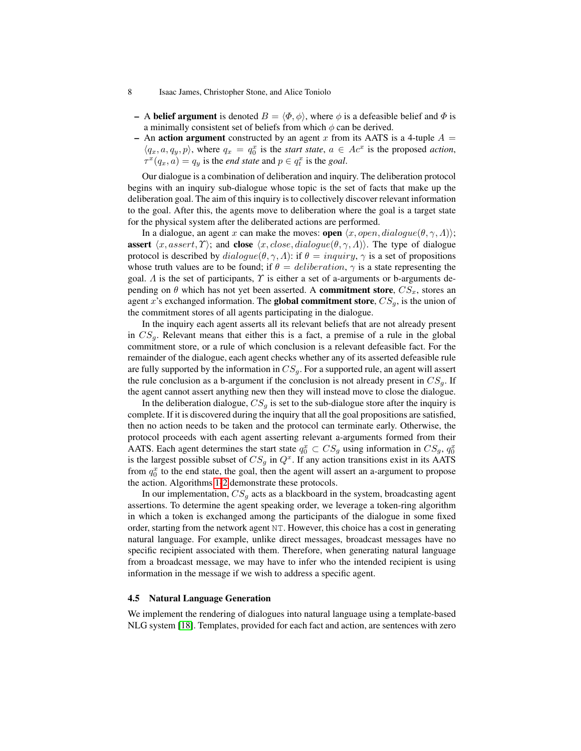- A **belief argument** is denoted $B = \langle \Phi, \phi \rangle$, where $\phi$ is a defeasible belief and $\Phi$ is a minimally consistent set of beliefs from which $\phi$ can be derived.
- An **action argument** constructed by an agent $x$ from its AATS is a 4-tuple $A = \langle q_x, a, q_y, p \rangle$, where $q_x = q_0^x$ is the *start state*, $a \in Ac^x$ is the proposed *action*, $\tau^x(q_x, a) = q_y$ is the *end state* and $p \in q_t^x$ is the *goal*.

Our dialogue is a combination of deliberation and inquiry. The deliberation protocol begins with an inquiry sub-dialogue whose topic is the set of facts that make up the deliberation goal. The aim of this inquiry is to collectively discover relevant information to the goal. After this, the agents move to deliberation where the goal is a target state for the physical system after the deliberated actions are performed.

In a dialogue, an agent $x$ can make the moves: **open** $\langle x, open, dialogue(\theta, \gamma, \Lambda) \rangle$; **assert** $\langle x, assert, \Upsilon \rangle$; and **close** $\langle x, close, dialogue(\theta, \gamma, \Lambda) \rangle$. The type of dialogue protocol is described by $dialogue(\theta, \gamma, \Lambda)$: if $\theta = inquiry$, $\gamma$ is a set of propositions whose truth values are to be found; if $\theta = deliberation$, $\gamma$ is a state representing the goal. $\Lambda$ is the set of participants, $\Upsilon$ is either a set of a-arguments or b-arguments depending on $\theta$ which has not yet been asserted. A **commitment store**, $CS_x$, stores an agent $x$'s exchanged information. The **global commitment store**, $CS_g$, is the union of the commitment stores of all agents participating in the dialogue.

In the inquiry each agent asserts all its relevant beliefs that are not already present in $CS_g$. Relevant means that either this is a fact, a premise of a rule in the global commitment store, or a rule of which conclusion is a relevant defeasible fact. For the remainder of the dialogue, each agent checks whether any of its asserted defeasible rule are fully supported by the information in $CS_g$. For a supported rule, an agent will assert the rule conclusion as a b-argument if the conclusion is not already present in $CS_g$. If the agent cannot assert anything new then they will instead move to close the dialogue.

In the deliberation dialogue, $CS_g$ is set to the sub-dialogue store after the inquiry is complete. If it is discovered during the inquiry that all the goal propositions are satisfied, then no action needs to be taken and the protocol can terminate early. Otherwise, the protocol proceeds with each agent asserting relevant a-arguments formed from their AATS. Each agent determines the start state $q_0^x \subset CS_g$ using information in $CS_g$, $q_0^x$ is the largest possible subset of $CS_g$ in $Q^x$. If any action transitions exist in its AATS from $q_0^x$ to the end state, the goal, then the agent will assert an a-argument to propose the action. Algorithms 1,2 demonstrate these protocols.

In our implementation, $CS_g$ acts as a blackboard in the system, broadcasting agent assertions. To determine the agent speaking order, we leverage a token-ring algorithm in which a token is exchanged among the participants of the dialogue in some fixed order, starting from the network agent NT. However, this choice has a cost in generating natural language. For example, unlike direct messages, broadcast messages have no specific recipient associated with them. Therefore, when generating natural language from a broadcast message, we may have to infer who the intended recipient is using information in the message if we wish to address a specific agent.

### 4.5 Natural Language Generation

We implement the rendering of dialogues into natural language using a template-based NLG system [18]. Templates, provided for each fact and action, are sentences with zero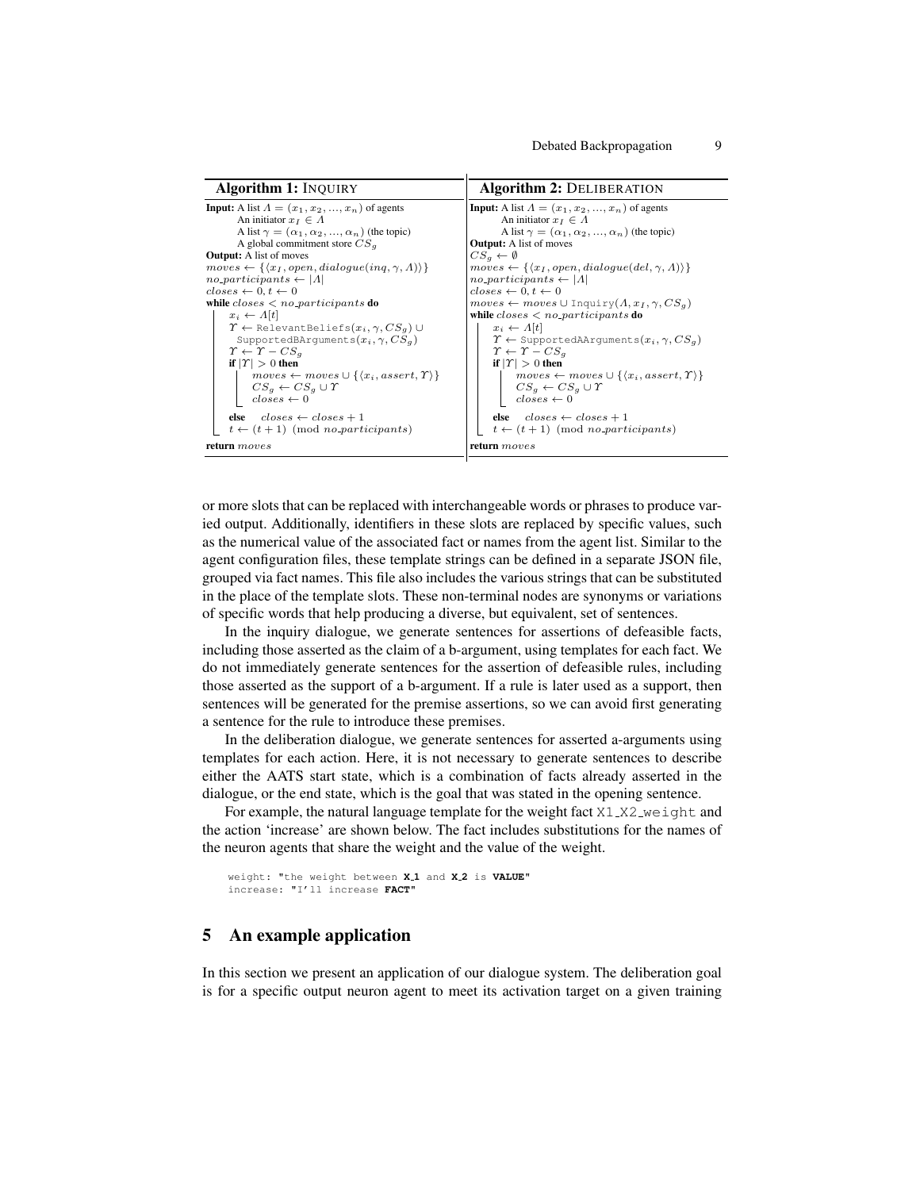**Algorithm 1:** INQUIRY

```
Input: A list Λ = (x_1, x_2, ..., x_n) of agents
       An initiator x_I ∈ Λ
       A list γ = (α_1, α_2, ..., α_n) (the topic)
       A global commitment store CS_g
Output: A list of moves
moves ← {⟨x_I, open, dialogue(inq, γ, Λ)⟩}
no_participants ← |Λ|
closes ← 0, t ← 0
while closes < no_participants do
    x_i ← Λ[t]
    Υ ← RelevantBeliefs(x_i, γ, CS_g) ∪
        SupportedBArguments(x_i, γ, CS_g)
    Υ ← Υ − CS_g
    if |Υ| > 0 then
        moves ← moves ∪ {⟨x_i, assert, Υ⟩}
        CS_g ← CS_g ∪ Υ
        closes ← 0
    else  closes ← closes + 1
    t ← (t + 1) (mod no_participants)
return moves
```

**Algorithm 2:** DELIBERATION

```
Input: A list Λ = (x_1, x_2, ..., x_n) of agents
       An initiator x_I ∈ Λ
       A list γ = (α_1, α_2, ..., α_n) (the topic)
Output: A list of moves
CS_g ← ∅
moves ← {⟨x_I, open, dialogue(del, γ, Λ)⟩}
no_participants ← |Λ|
closes ← 0, t ← 0
moves ← moves ∪ Inquiry(Λ, x_I, γ, CS_g)
while closes < no_participants do
    x_i ← Λ[t]
    Υ ← SupportedAArguments(x_i, γ, CS_g)
    Υ ← Υ − CS_g
    if |Υ| > 0 then
        moves ← moves ∪ {⟨x_i, assert, Υ⟩}
        CS_g ← CS_g ∪ Υ
        closes ← 0
    else  closes ← closes + 1
    t ← (t + 1) (mod no_participants)
return moves
```

or more slots that can be replaced with interchangeable words or phrases to produce varied output. Additionally, identifiers in these slots are replaced by specific values, such as the numerical value of the associated fact or names from the agent list. Similar to the agent configuration files, these template strings can be defined in a separate JSON file, grouped via fact names. This file also includes the various strings that can be substituted in the place of the template slots. These non-terminal nodes are synonyms or variations of specific words that help producing a diverse, but equivalent, set of sentences.

In the inquiry dialogue, we generate sentences for assertions of defeasible facts, including those asserted as the claim of a b-argument, using templates for each fact. We do not immediately generate sentences for the assertion of defeasible rules, including those asserted as the support of a b-argument. If a rule is later used as a support, then sentences will be generated for the premise assertions, so we can avoid first generating a sentence for the rule to introduce these premises.

In the deliberation dialogue, we generate sentences for asserted a-arguments using templates for each action. Here, it is not necessary to generate sentences to describe either the AATS start state, which is a combination of facts already asserted in the dialogue, or the end state, which is the goal that was stated in the opening sentence.

For example, the natural language template for the weight fact `X1_X2_weight` and the action 'increase' are shown below. The fact includes substitutions for the names of the neuron agents that share the weight and the value of the weight.

```
weight: "the weight between X_1 and X_2 is VALUE"
increase: "I'll increase FACT"
```

## 5 An example application

In this section we present an application of our dialogue system. The deliberation goal is for a specific output neuron agent to meet its activation target on a given training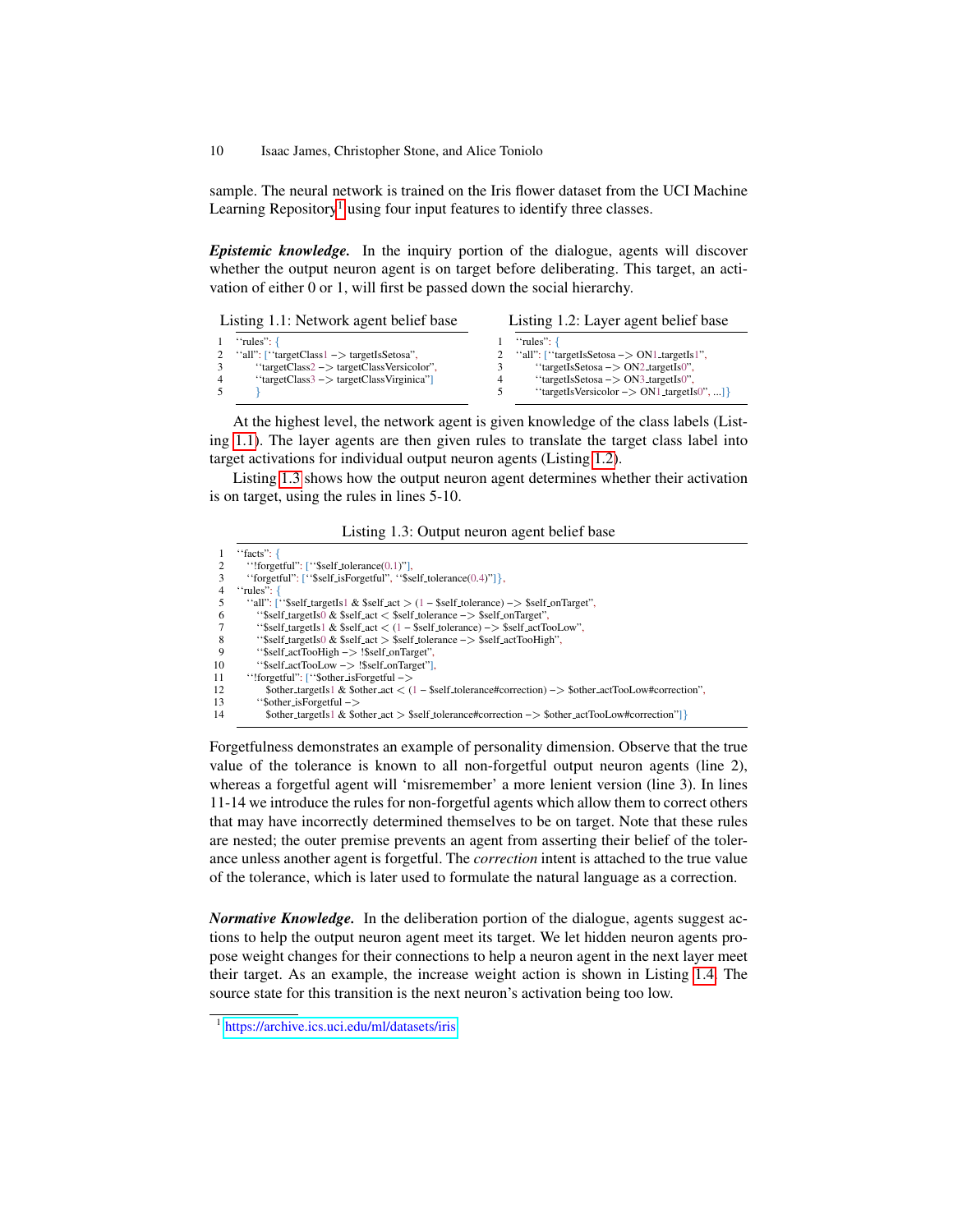sample. The neural network is trained on the Iris flower dataset from the UCI Machine Learning Repository[1] using four input features to identify three classes.

***Epistemic knowledge.*** In the inquiry portion of the dialogue, agents will discover whether the output neuron agent is on target before deliberating. This target, an activation of either 0 or 1, will first be passed down the social hierarchy.

Listing 1.1: Network agent belief base

```
1  "rules": {
2  "all": ["targetClass1 -> targetIsSetosa",
3      "targetClass2 -> targetClassVersicolor",
4      "targetClass3 -> targetClassVirginica"]
5      }
```

Listing 1.2: Layer agent belief base

```
1  "rules": {
2  "all": ["targetIsSetosa -> ON1_targetIs1",
3      "targetIsSetosa -> ON2_targetIs0",
4      "targetIsSetosa -> ON3_targetIs0",
5      "targetIsVersicolor -> ON1_targetIs0", ...]}
```

At the highest level, the network agent is given knowledge of the class labels (Listing 1.1). The layer agents are then given rules to translate the target class label into target activations for individual output neuron agents (Listing 1.2).

Listing 1.3 shows how the output neuron agent determines whether their activation is on target, using the rules in lines 5-10.

Listing 1.3: Output neuron agent belief base

```
1  "facts": {
2    "!forgetful": ["$self_tolerance(0.1)"],
3    "forgetful": ["$self_isForgetful", "$self_tolerance(0.4)"]},
4  "rules": {
5    "all": ["$self_targetIs1 & $self_act > (1 − $self_tolerance) −> $self_onTarget",
6      "$self_targetIs0 & $self_act < $self_tolerance −> $self_onTarget",
7      "$self_targetIs1 & $self_act < (1 − $self_tolerance) −> $self_actTooLow",
8      "$self_targetIs0 & $self_act > $self_tolerance −> $self_actTooHigh",
9      "$self_actTooHigh −> !$self_onTarget",
10     "$self_actTooLow −> !$self_onTarget"],
11   "!forgetful": ["$other_isForgetful −>
12       $other_targetIs1 & $other_act < (1 − $self_tolerance#correction) −> $other_actTooLow#correction",
13     "$other_isForgetful −>
14       $other_targetIs1 & $other_act > $self_tolerance#correction −> $other_actTooLow#correction"]}
```

Forgetfulness demonstrates an example of personality dimension. Observe that the true value of the tolerance is known to all non-forgetful output neuron agents (line 2), whereas a forgetful agent will 'misremember' a more lenient version (line 3). In lines 11-14 we introduce the rules for non-forgetful agents which allow them to correct others that may have incorrectly determined themselves to be on target. Note that these rules are nested; the outer premise prevents an agent from asserting their belief of the tolerance unless another agent is forgetful. The *correction* intent is attached to the true value of the tolerance, which is later used to formulate the natural language as a correction.

***Normative Knowledge.*** In the deliberation portion of the dialogue, agents suggest actions to help the output neuron agent meet its target. We let hidden neuron agents propose weight changes for their connections to help a neuron agent in the next layer meet their target. As an example, the increase weight action is shown in Listing 1.4. The source state for this transition is the next neuron's activation being too low.

[1] https://archive.ics.uci.edu/ml/datasets/iris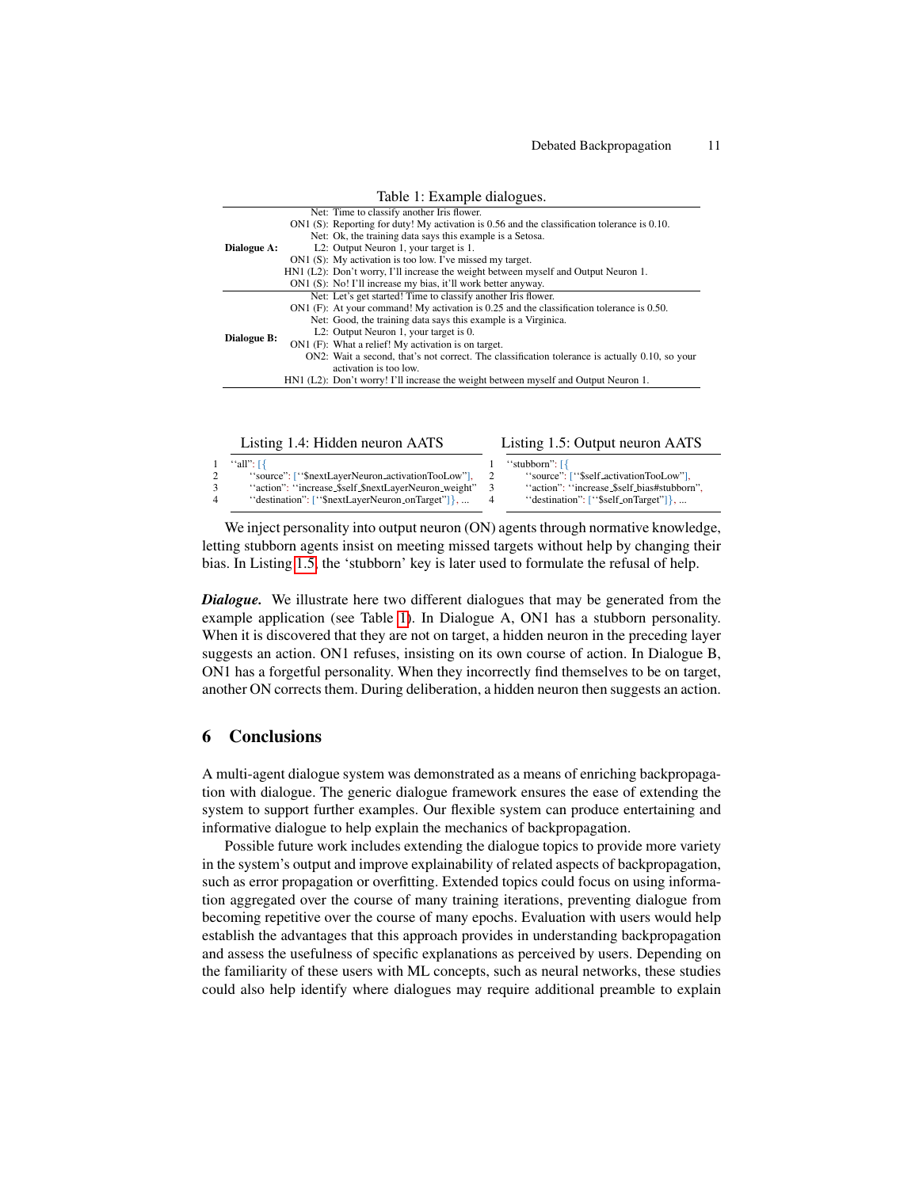Table 1: Example dialogues.

| | | |
|---|---|---|
| **Dialogue A:** | Net: | Time to classify another Iris flower. |
| | ON1 (S): | Reporting for duty! My activation is 0.56 and the classification tolerance is 0.10. |
| | Net: | Ok, the training data says this example is a Setosa. |
| | L2: | Output Neuron 1, your target is 1. |
| | ON1 (S): | My activation is too low. I've missed my target. |
| | HN1 (L2): | Don't worry, I'll increase the weight between myself and Output Neuron 1. |
| | ON1 (S): | No! I'll increase my bias, it'll work better anyway. |
| **Dialogue B:** | Net: | Let's get started! Time to classify another Iris flower. |
| | ON1 (F): | At your command! My activation is 0.25 and the classification tolerance is 0.50. |
| | Net: | Good, the training data says this example is a Virginica. |
| | L2: | Output Neuron 1, your target is 0. |
| | ON1 (F): | What a relief! My activation is on target. |
| | ON2: | Wait a second, that's not correct. The classification tolerance is actually 0.10, so your activation is too low. |
| | HN1 (L2): | Don't worry! I'll increase the weight between myself and Output Neuron 1. |

Listing 1.4: Hidden neuron AATS

```
1  ‘‘all’’: [{
2      ‘‘source’’: [‘‘$nextLayerNeuron_activationTooLow’’],
3      ‘‘action’’: ‘‘increase_$self_$nextLayerNeuron_weight’’
4      ‘‘destination’’: [‘‘$nextLayerNeuron_onTarget’’]}, ...
```

Listing 1.5: Output neuron AATS

```
1  ‘‘stubborn’’: [{
2      ‘‘source’’: [‘‘$self_activationTooLow’’],
3      ‘‘action’’: ‘‘increase_$self_bias#stubborn’’,
4      ‘‘destination’’: [‘‘$self_onTarget’’]}, ...
```

We inject personality into output neuron (ON) agents through normative knowledge, letting stubborn agents insist on meeting missed targets without help by changing their bias. In Listing 1.5, the ‘stubborn’ key is later used to formulate the refusal of help.

***Dialogue.*** We illustrate here two different dialogues that may be generated from the example application (see Table 1). In Dialogue A, ON1 has a stubborn personality. When it is discovered that they are not on target, a hidden neuron in the preceding layer suggests an action. ON1 refuses, insisting on its own course of action. In Dialogue B, ON1 has a forgetful personality. When they incorrectly find themselves to be on target, another ON corrects them. During deliberation, a hidden neuron then suggests an action.

## 6 Conclusions

A multi-agent dialogue system was demonstrated as a means of enriching backpropagation with dialogue. The generic dialogue framework ensures the ease of extending the system to support further examples. Our flexible system can produce entertaining and informative dialogue to help explain the mechanics of backpropagation.

Possible future work includes extending the dialogue topics to provide more variety in the system's output and improve explainability of related aspects of backpropagation, such as error propagation or overfitting. Extended topics could focus on using information aggregated over the course of many training iterations, preventing dialogue from becoming repetitive over the course of many epochs. Evaluation with users would help establish the advantages that this approach provides in understanding backpropagation and assess the usefulness of specific explanations as perceived by users. Depending on the familiarity of these users with ML concepts, such as neural networks, these studies could also help identify where dialogues may require additional preamble to explain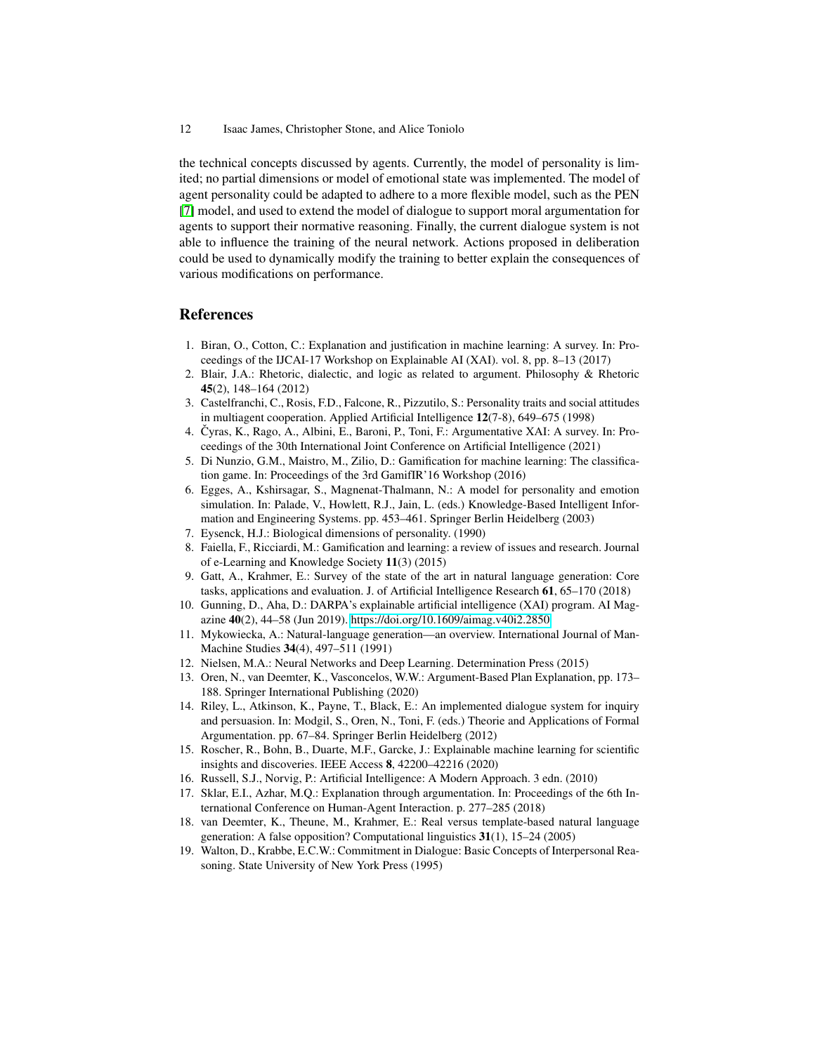the technical concepts discussed by agents. Currently, the model of personality is limited; no partial dimensions or model of emotional state was implemented. The model of agent personality could be adapted to adhere to a more flexible model, such as the PEN [7] model, and used to extend the model of dialogue to support moral argumentation for agents to support their normative reasoning. Finally, the current dialogue system is not able to influence the training of the neural network. Actions proposed in deliberation could be used to dynamically modify the training to better explain the consequences of various modifications on performance.

## References

1. Biran, O., Cotton, C.: Explanation and justification in machine learning: A survey. In: Proceedings of the IJCAI-17 Workshop on Explainable AI (XAI). vol. 8, pp. 8–13 (2017)
2. Blair, J.A.: Rhetoric, dialectic, and logic as related to argument. Philosophy & Rhetoric **45**(2), 148–164 (2012)
3. Castelfranchi, C., Rosis, F.D., Falcone, R., Pizzutilo, S.: Personality traits and social attitudes in multiagent cooperation. Applied Artificial Intelligence **12**(7-8), 649–675 (1998)
4. Čyras, K., Rago, A., Albini, E., Baroni, P., Toni, F.: Argumentative XAI: A survey. In: Proceedings of the 30th International Joint Conference on Artificial Intelligence (2021)
5. Di Nunzio, G.M., Maistro, M., Zilio, D.: Gamification for machine learning: The classification game. In: Proceedings of the 3rd GamifIR'16 Workshop (2016)
6. Egges, A., Kshirsagar, S., Magnenat-Thalmann, N.: A model for personality and emotion simulation. In: Palade, V., Howlett, R.J., Jain, L. (eds.) Knowledge-Based Intelligent Information and Engineering Systems. pp. 453–461. Springer Berlin Heidelberg (2003)
7. Eysenck, H.J.: Biological dimensions of personality. (1990)
8. Faiella, F., Ricciardi, M.: Gamification and learning: a review of issues and research. Journal of e-Learning and Knowledge Society **11**(3) (2015)
9. Gatt, A., Krahmer, E.: Survey of the state of the art in natural language generation: Core tasks, applications and evaluation. J. of Artificial Intelligence Research **61**, 65–170 (2018)
10. Gunning, D., Aha, D.: DARPA's explainable artificial intelligence (XAI) program. AI Magazine **40**(2), 44–58 (Jun 2019). https://doi.org/10.1609/aimag.v40i2.2850
11. Mykowiecka, A.: Natural-language generation—an overview. International Journal of Man-Machine Studies **34**(4), 497–511 (1991)
12. Nielsen, M.A.: Neural Networks and Deep Learning. Determination Press (2015)
13. Oren, N., van Deemter, K., Vasconcelos, W.W.: Argument-Based Plan Explanation, pp. 173–188. Springer International Publishing (2020)
14. Riley, L., Atkinson, K., Payne, T., Black, E.: An implemented dialogue system for inquiry and persuasion. In: Modgil, S., Oren, N., Toni, F. (eds.) Theorie and Applications of Formal Argumentation. pp. 67–84. Springer Berlin Heidelberg (2012)
15. Roscher, R., Bohn, B., Duarte, M.F., Garcke, J.: Explainable machine learning for scientific insights and discoveries. IEEE Access **8**, 42200–42216 (2020)
16. Russell, S.J., Norvig, P.: Artificial Intelligence: A Modern Approach. 3 edn. (2010)
17. Sklar, E.I., Azhar, M.Q.: Explanation through argumentation. In: Proceedings of the 6th International Conference on Human-Agent Interaction. p. 277–285 (2018)
18. van Deemter, K., Theune, M., Krahmer, E.: Real versus template-based natural language generation: A false opposition? Computational linguistics **31**(1), 15–24 (2005)
19. Walton, D., Krabbe, E.C.W.: Commitment in Dialogue: Basic Concepts of Interpersonal Reasoning. State University of New York Press (1995)